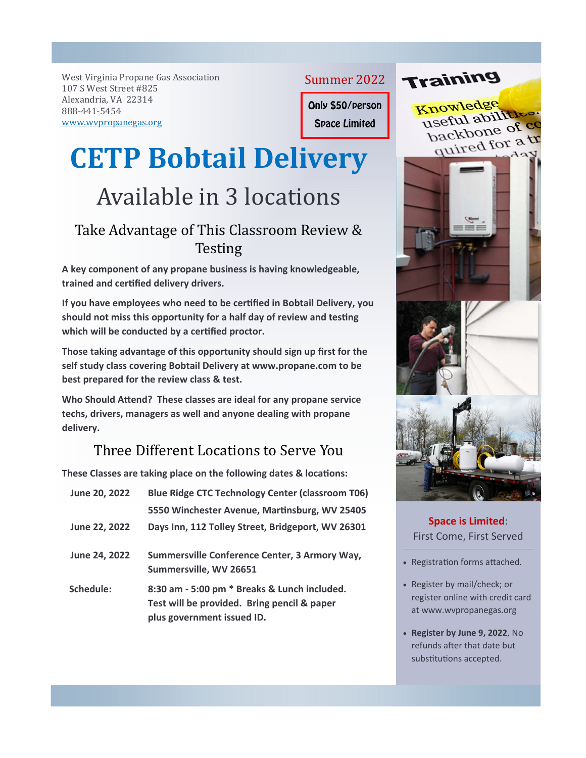West Virginia Propane Gas Association
107 S West Street #825
Alexandria, VA 22314
888-441-5454
www.wvpropanegas.org

Summer 2022

**Only $50/person**
**Space Limited**

# CETP Bobtail Delivery

## Available in 3 locations

### Take Advantage of This Classroom Review & Testing

**A key component of any propane business is having knowledgeable, trained and certified delivery drivers.**

**If you have employees who need to be certified in Bobtail Delivery, you should not miss this opportunity for a half day of review and testing which will be conducted by a certified proctor.**

**Those taking advantage of this opportunity should sign up first for the self study class covering Bobtail Delivery at www.propane.com to be best prepared for the review class & test.**

**Who Should Attend? These classes are ideal for any propane service techs, drivers, managers as well and anyone dealing with propane delivery.**

### Three Different Locations to Serve You

**These Classes are taking place on the following dates & locations:**

| | |
|---|---|
| **June 20, 2022** | **Blue Ridge CTC Technology Center (classroom T06) 5550 Winchester Avenue, Martinsburg, WV 25405** |
| **June 22, 2022** | **Days Inn, 112 Tolley Street, Bridgeport, WV 26301** |
| **June 24, 2022** | **Summersville Conference Center, 3 Armory Way, Summersville, WV 26651** |
| **Schedule:** | **8:30 am - 5:00 pm * Breaks & Lunch included. Test will be provided. Bring pencil & paper plus government issued ID.** |

**Space is Limited**: First Come, First Served

- Registration forms attached.
- Register by mail/check; or register online with credit card at www.wvpropanegas.org
- **Register by June 9, 2022**, No refunds after that date but substitutions accepted.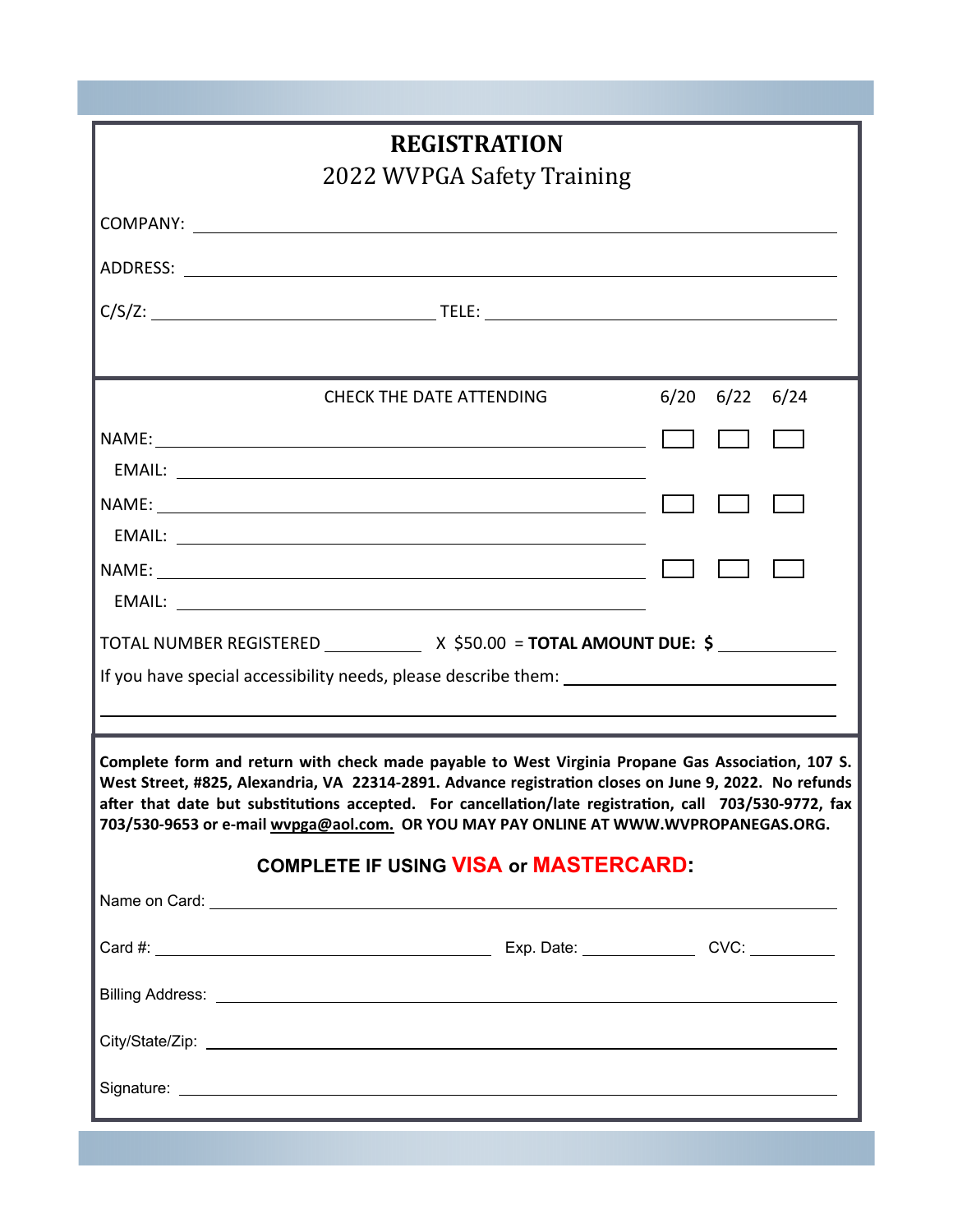# REGISTRATION

## 2022 WVPGA Safety Training

COMPANY: \_\_\_\_\_\_\_\_\_\_\_\_\_\_\_\_\_\_\_\_\_\_\_\_\_\_\_\_\_\_\_\_\_\_\_\_\_\_\_\_

ADDRESS: \_\_\_\_\_\_\_\_\_\_\_\_\_\_\_\_\_\_\_\_\_\_\_\_\_\_\_\_\_\_\_\_\_\_\_\_\_\_\_\_

C/S/Z: \_\_\_\_\_\_\_\_\_\_\_\_\_\_\_\_\_\_\_\_ TELE: \_\_\_\_\_\_\_\_\_\_\_\_\_\_\_\_\_\_\_\_

| CHECK THE DATE ATTENDING | 6/20 | 6/22 | 6/24 |
|---|---|---|---|
| NAME: | ☐ | ☐ | ☐ |
| EMAIL: | | | |
| NAME: | ☐ | ☐ | ☐ |
| EMAIL: | | | |
| NAME: | ☐ | ☐ | ☐ |
| EMAIL: | | | |

TOTAL NUMBER REGISTERED \_\_\_\_\_\_\_\_ X $50.00 = **TOTAL AMOUNT DUE: $** \_\_\_\_\_\_\_\_

If you have special accessibility needs, please describe them: \_\_\_\_\_\_\_\_\_\_\_\_\_\_\_\_\_\_\_\_

**Complete form and return with check made payable to West Virginia Propane Gas Association, 107 S. West Street, #825, Alexandria, VA 22314-2891. Advance registration closes on June 9, 2022. No refunds after that date but substitutions accepted. For cancellation/late registration, call 703/530-9772, fax 703/530-9653 or e-mail wvpga@aol.com. OR YOU MAY PAY ONLINE AT WWW.WVPROPANEGAS.ORG.**

### COMPLETE IF USING VISA or MASTERCARD:

Name on Card: \_\_\_\_\_\_\_\_\_\_\_\_\_\_\_\_\_\_\_\_\_\_\_\_\_\_\_\_\_\_\_\_\_\_\_\_\_\_\_\_

Card #: \_\_\_\_\_\_\_\_\_\_\_\_\_\_\_\_\_\_\_\_ Exp. Date: \_\_\_\_\_\_\_\_ CVC: \_\_\_\_\_\_\_\_

Billing Address: \_\_\_\_\_\_\_\_\_\_\_\_\_\_\_\_\_\_\_\_\_\_\_\_\_\_\_\_\_\_\_\_\_\_\_\_\_\_\_\_

City/State/Zip: \_\_\_\_\_\_\_\_\_\_\_\_\_\_\_\_\_\_\_\_\_\_\_\_\_\_\_\_\_\_\_\_\_\_\_\_\_\_\_\_

Signature: \_\_\_\_\_\_\_\_\_\_\_\_\_\_\_\_\_\_\_\_\_\_\_\_\_\_\_\_\_\_\_\_\_\_\_\_\_\_\_\_